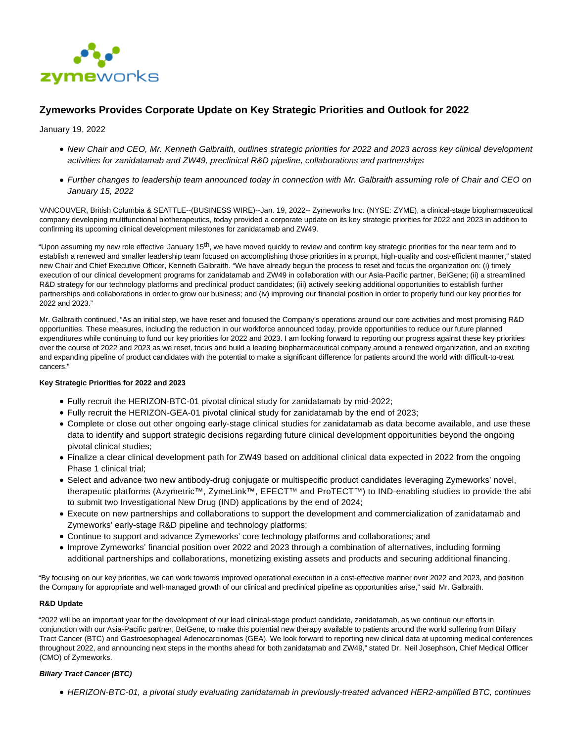# Zymeworks Provides Corporate Update on Key Strategic Priorities and Outlook for 2022

January 19, 2022

- *New Chair and CEO, Mr. Kenneth Galbraith, outlines strategic priorities for 2022 and 2023 across key clinical development activities for zanidatamab and ZW49, preclinical R&D pipeline, collaborations and partnerships*
- *Further changes to leadership team announced today in connection with Mr. Galbraith assuming role of Chair and CEO on January 15, 2022*

VANCOUVER, British Columbia & SEATTLE--(BUSINESS WIRE)--Jan. 19, 2022-- Zymeworks Inc. (NYSE: ZYME), a clinical-stage biopharmaceutical company developing multifunctional biotherapeutics, today provided a corporate update on its key strategic priorities for 2022 and 2023 in addition to confirming its upcoming clinical development milestones for zanidatamab and ZW49.

"Upon assuming my new role effective January 15th, we have moved quickly to review and confirm key strategic priorities for the near term and to establish a renewed and smaller leadership team focused on accomplishing those priorities in a prompt, high-quality and cost-efficient manner," stated new Chair and Chief Executive Officer, Kenneth Galbraith. "We have already begun the process to reset and focus the organization on: (i) timely execution of our clinical development programs for zanidatamab and ZW49 in collaboration with our Asia-Pacific partner, BeiGene; (ii) a streamlined R&D strategy for our technology platforms and preclinical product candidates; (iii) actively seeking additional opportunities to establish further partnerships and collaborations in order to grow our business; and (iv) improving our financial position in order to properly fund our key priorities for 2022 and 2023."

Mr. Galbraith continued, "As an initial step, we have reset and focused the Company's operations around our core activities and most promising R&D opportunities. These measures, including the reduction in our workforce announced today, provide opportunities to reduce our future planned expenditures while continuing to fund our key priorities for 2022 and 2023. I am looking forward to reporting our progress against these key priorities over the course of 2022 and 2023 as we reset, focus and build a leading biopharmaceutical company around a renewed organization, and an exciting and expanding pipeline of product candidates with the potential to make a significant difference for patients around the world with difficult-to-treat cancers."

**Key Strategic Priorities for 2022 and 2023**

- Fully recruit the HERIZON-BTC-01 pivotal clinical study for zanidatamab by mid-2022;
- Fully recruit the HERIZON-GEA-01 pivotal clinical study for zanidatamab by the end of 2023;
- Complete or close out other ongoing early-stage clinical studies for zanidatamab as data become available, and use these data to identify and support strategic decisions regarding future clinical development opportunities beyond the ongoing pivotal clinical studies;
- Finalize a clear clinical development path for ZW49 based on additional clinical data expected in 2022 from the ongoing Phase 1 clinical trial;
- Select and advance two new antibody-drug conjugate or multispecific product candidates leveraging Zymeworks' novel, therapeutic platforms (Azymetric™, ZymeLink™, EFECT™ and ProTECT™) to IND-enabling studies to provide the abi to submit two Investigational New Drug (IND) applications by the end of 2024;
- Execute on new partnerships and collaborations to support the development and commercialization of zanidatamab and Zymeworks' early-stage R&D pipeline and technology platforms;
- Continue to support and advance Zymeworks' core technology platforms and collaborations; and
- Improve Zymeworks' financial position over 2022 and 2023 through a combination of alternatives, including forming additional partnerships and collaborations, monetizing existing assets and products and securing additional financing.

"By focusing on our key priorities, we can work towards improved operational execution in a cost-effective manner over 2022 and 2023, and position the Company for appropriate and well-managed growth of our clinical and preclinical pipeline as opportunities arise," said Mr. Galbraith.

**R&D Update**

"2022 will be an important year for the development of our lead clinical-stage product candidate, zanidatamab, as we continue our efforts in conjunction with our Asia-Pacific partner, BeiGene, to make this potential new therapy available to patients around the world suffering from Biliary Tract Cancer (BTC) and Gastroesophageal Adenocarcinomas (GEA). We look forward to reporting new clinical data at upcoming medical conferences throughout 2022, and announcing next steps in the months ahead for both zanidatamab and ZW49," stated Dr. Neil Josephson, Chief Medical Officer (CMO) of Zymeworks.

***Biliary Tract Cancer (BTC)***

- *HERIZON-BTC-01, a pivotal study evaluating zanidatamab in previously-treated advanced HER2-amplified BTC, continues*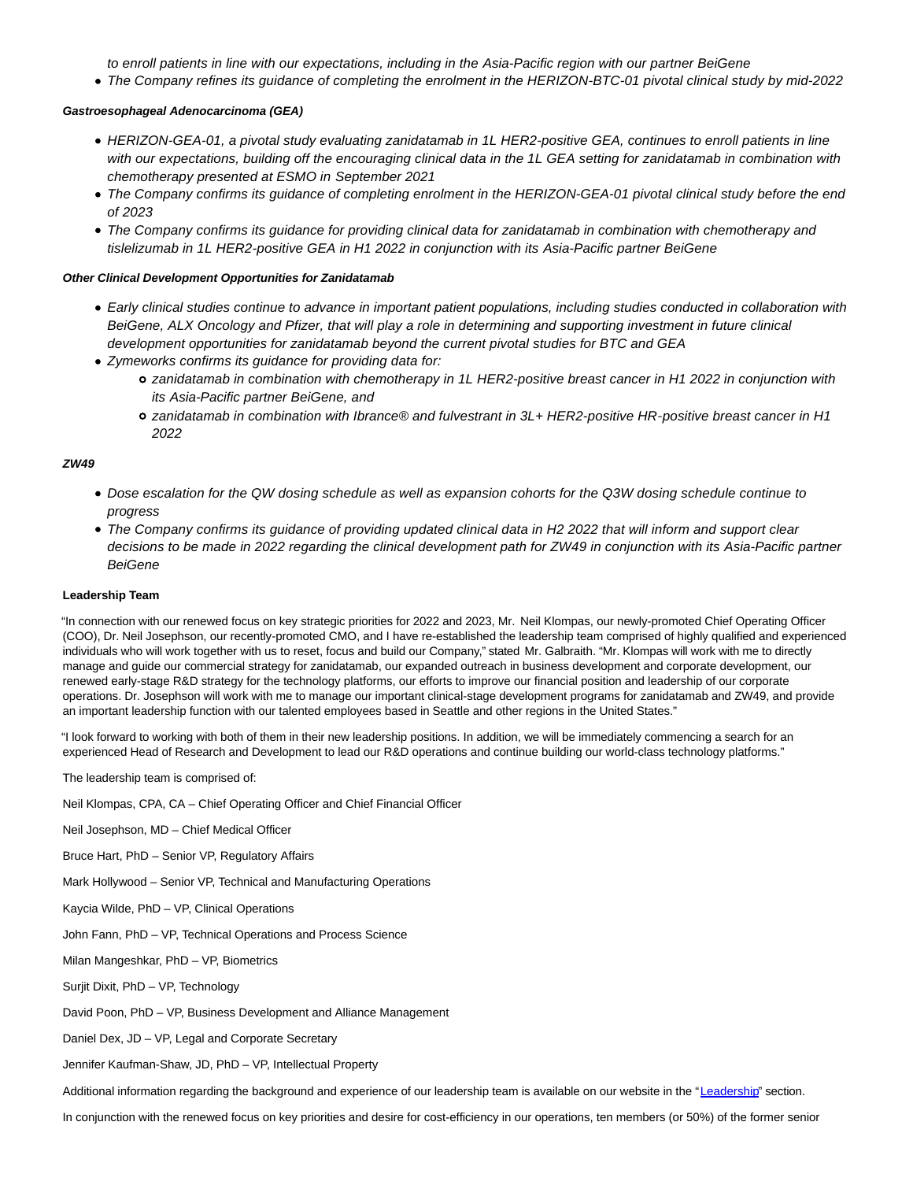*to enroll patients in line with our expectations, including in the Asia-Pacific region with our partner BeiGene*

- *The Company refines its guidance of completing the enrolment in the HERIZON-BTC-01 pivotal clinical study by mid-2022*

***Gastroesophageal Adenocarcinoma (GEA)***

- *HERIZON-GEA-01, a pivotal study evaluating zanidatamab in 1L HER2-positive GEA, continues to enroll patients in line with our expectations, building off the encouraging clinical data in the 1L GEA setting for zanidatamab in combination with chemotherapy presented at ESMO in September 2021*
- *The Company confirms its guidance of completing enrolment in the HERIZON-GEA-01 pivotal clinical study before the end of 2023*
- *The Company confirms its guidance for providing clinical data for zanidatamab in combination with chemotherapy and tislelizumab in 1L HER2-positive GEA in H1 2022 in conjunction with its Asia-Pacific partner BeiGene*

***Other Clinical Development Opportunities for Zanidatamab***

- *Early clinical studies continue to advance in important patient populations, including studies conducted in collaboration with BeiGene, ALX Oncology and Pfizer, that will play a role in determining and supporting investment in future clinical development opportunities for zanidatamab beyond the current pivotal studies for BTC and GEA*
- *Zymeworks confirms its guidance for providing data for:*
  - *zanidatamab in combination with chemotherapy in 1L HER2-positive breast cancer in H1 2022 in conjunction with its Asia-Pacific partner BeiGene, and*
  - *zanidatamab in combination with Ibrance® and fulvestrant in 3L+ HER2-positive HR-positive breast cancer in H1 2022*

***ZW49***

- *Dose escalation for the QW dosing schedule as well as expansion cohorts for the Q3W dosing schedule continue to progress*
- *The Company confirms its guidance of providing updated clinical data in H2 2022 that will inform and support clear decisions to be made in 2022 regarding the clinical development path for ZW49 in conjunction with its Asia-Pacific partner BeiGene*

**Leadership Team**

"In connection with our renewed focus on key strategic priorities for 2022 and 2023, Mr. Neil Klompas, our newly-promoted Chief Operating Officer (COO), Dr. Neil Josephson, our recently-promoted CMO, and I have re-established the leadership team comprised of highly qualified and experienced individuals who will work together with us to reset, focus and build our Company," stated Mr. Galbraith. "Mr. Klompas will work with me to directly manage and guide our commercial strategy for zanidatamab, our expanded outreach in business development and corporate development, our renewed early-stage R&D strategy for the technology platforms, our efforts to improve our financial position and leadership of our corporate operations. Dr. Josephson will work with me to manage our important clinical-stage development programs for zanidatamab and ZW49, and provide an important leadership function with our talented employees based in Seattle and other regions in the United States."

"I look forward to working with both of them in their new leadership positions. In addition, we will be immediately commencing a search for an experienced Head of Research and Development to lead our R&D operations and continue building our world-class technology platforms."

The leadership team is comprised of:

Neil Klompas, CPA, CA – Chief Operating Officer and Chief Financial Officer

Neil Josephson, MD – Chief Medical Officer

Bruce Hart, PhD – Senior VP, Regulatory Affairs

Mark Hollywood – Senior VP, Technical and Manufacturing Operations

Kaycia Wilde, PhD – VP, Clinical Operations

John Fann, PhD – VP, Technical Operations and Process Science

Milan Mangeshkar, PhD – VP, Biometrics

Surjit Dixit, PhD – VP, Technology

David Poon, PhD – VP, Business Development and Alliance Management

Daniel Dex, JD – VP, Legal and Corporate Secretary

Jennifer Kaufman-Shaw, JD, PhD – VP, Intellectual Property

Additional information regarding the background and experience of our leadership team is available on our website in the "Leadership" section.

In conjunction with the renewed focus on key priorities and desire for cost-efficiency in our operations, ten members (or 50%) of the former senior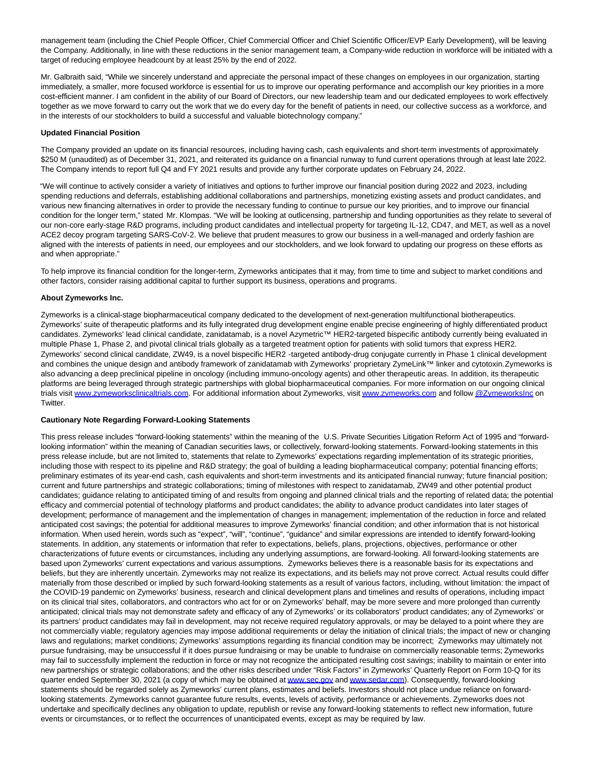management team (including the Chief People Officer, Chief Commercial Officer and Chief Scientific Officer/EVP Early Development), will be leaving the Company. Additionally, in line with these reductions in the senior management team, a Company-wide reduction in workforce will be initiated with a target of reducing employee headcount by at least 25% by the end of 2022.

Mr. Galbraith said, "While we sincerely understand and appreciate the personal impact of these changes on employees in our organization, starting immediately, a smaller, more focused workforce is essential for us to improve our operating performance and accomplish our key priorities in a more cost-efficient manner. I am confident in the ability of our Board of Directors, our new leadership team and our dedicated employees to work effectively together as we move forward to carry out the work that we do every day for the benefit of patients in need, our collective success as a workforce, and in the interests of our stockholders to build a successful and valuable biotechnology company."

**Updated Financial Position**

The Company provided an update on its financial resources, including having cash, cash equivalents and short-term investments of approximately $250 M (unaudited) as of December 31, 2021, and reiterated its guidance on a financial runway to fund current operations through at least late 2022. The Company intends to report full Q4 and FY 2021 results and provide any further corporate updates on February 24, 2022.

"We will continue to actively consider a variety of initiatives and options to further improve our financial position during 2022 and 2023, including spending reductions and deferrals, establishing additional collaborations and partnerships, monetizing existing assets and product candidates, and various new financing alternatives in order to provide the necessary funding to continue to pursue our key priorities, and to improve our financial condition for the longer term," stated Mr. Klompas. "We will be looking at outlicensing, partnership and funding opportunities as they relate to several of our non-core early-stage R&D programs, including product candidates and intellectual property for targeting IL-12, CD47, and MET, as well as a novel ACE2 decoy program targeting SARS-CoV-2. We believe that prudent measures to grow our business in a well-managed and orderly fashion are aligned with the interests of patients in need, our employees and our stockholders, and we look forward to updating our progress on these efforts as and when appropriate."

To help improve its financial condition for the longer-term, Zymeworks anticipates that it may, from time to time and subject to market conditions and other factors, consider raising additional capital to further support its business, operations and programs.

**About Zymeworks Inc.**

Zymeworks is a clinical-stage biopharmaceutical company dedicated to the development of next-generation multifunctional biotherapeutics. Zymeworks' suite of therapeutic platforms and its fully integrated drug development engine enable precise engineering of highly differentiated product candidates. Zymeworks' lead clinical candidate, zanidatamab, is a novel Azymetric™ HER2-targeted bispecific antibody currently being evaluated in multiple Phase 1, Phase 2, and pivotal clinical trials globally as a targeted treatment option for patients with solid tumors that express HER2. Zymeworks' second clinical candidate, ZW49, is a novel bispecific HER2 -targeted antibody-drug conjugate currently in Phase 1 clinical development and combines the unique design and antibody framework of zanidatamab with Zymeworks' proprietary ZymeLink™ linker and cytotoxin. Zymeworks is also advancing a deep preclinical pipeline in oncology (including immuno-oncology agents) and other therapeutic areas. In addition, its therapeutic platforms are being leveraged through strategic partnerships with global biopharmaceutical companies. For more information on our ongoing clinical trials visit www.zymeworksclinicaltrials.com. For additional information about Zymeworks, visit www.zymeworks.com and follow @ZymeworksInc on Twitter.

**Cautionary Note Regarding Forward-Looking Statements**

This press release includes "forward-looking statements" within the meaning of the U.S. Private Securities Litigation Reform Act of 1995 and "forward-looking information" within the meaning of Canadian securities laws, or collectively, forward-looking statements. Forward-looking statements in this press release include, but are not limited to, statements that relate to Zymeworks' expectations regarding implementation of its strategic priorities, including those with respect to its pipeline and R&D strategy; the goal of building a leading biopharmaceutical company; potential financing efforts; preliminary estimates of its year-end cash, cash equivalents and short-term investments and its anticipated financial runway; future financial position; current and future partnerships and strategic collaborations; timing of milestones with respect to zanidatamab, ZW49 and other potential product candidates; guidance relating to anticipated timing of and results from ongoing and planned clinical trials and the reporting of related data; the potential efficacy and commercial potential of technology platforms and product candidates; the ability to advance product candidates into later stages of development; performance of management and the implementation of changes in management; implementation of the reduction in force and related anticipated cost savings; the potential for additional measures to improve Zymeworks' financial condition; and other information that is not historical information. When used herein, words such as "expect", "will", "continue", "guidance" and similar expressions are intended to identify forward-looking statements. In addition, any statements or information that refer to expectations, beliefs, plans, projections, objectives, performance or other characterizations of future events or circumstances, including any underlying assumptions, are forward-looking. All forward-looking statements are based upon Zymeworks' current expectations and various assumptions. Zymeworks believes there is a reasonable basis for its expectations and beliefs, but they are inherently uncertain. Zymeworks may not realize its expectations, and its beliefs may not prove correct. Actual results could differ materially from those described or implied by such forward-looking statements as a result of various factors, including, without limitation: the impact of the COVID-19 pandemic on Zymeworks' business, research and clinical development plans and timelines and results of operations, including impact on its clinical trial sites, collaborators, and contractors who act for or on Zymeworks' behalf, may be more severe and more prolonged than currently anticipated; clinical trials may not demonstrate safety and efficacy of any of Zymeworks' or its collaborators' product candidates; any of Zymeworks' or its partners' product candidates may fail in development, may not receive required regulatory approvals, or may be delayed to a point where they are not commercially viable; regulatory agencies may impose additional requirements or delay the initiation of clinical trials; the impact of new or changing laws and regulations; market conditions; Zymeworks' assumptions regarding its financial condition may be incorrect; Zymeworks may ultimately not pursue fundraising, may be unsuccessful if it does pursue fundraising or may be unable to fundraise on commercially reasonable terms; Zymeworks may fail to successfully implement the reduction in force or may not recognize the anticipated resulting cost savings; inability to maintain or enter into new partnerships or strategic collaborations; and the other risks described under "Risk Factors" in Zymeworks' Quarterly Report on Form 10-Q for its quarter ended September 30, 2021 (a copy of which may be obtained at www.sec.gov and www.sedar.com). Consequently, forward-looking statements should be regarded solely as Zymeworks' current plans, estimates and beliefs. Investors should not place undue reliance on forward-looking statements. Zymeworks cannot guarantee future results, events, levels of activity, performance or achievements. Zymeworks does not undertake and specifically declines any obligation to update, republish or revise any forward-looking statements to reflect new information, future events or circumstances, or to reflect the occurrences of unanticipated events, except as may be required by law.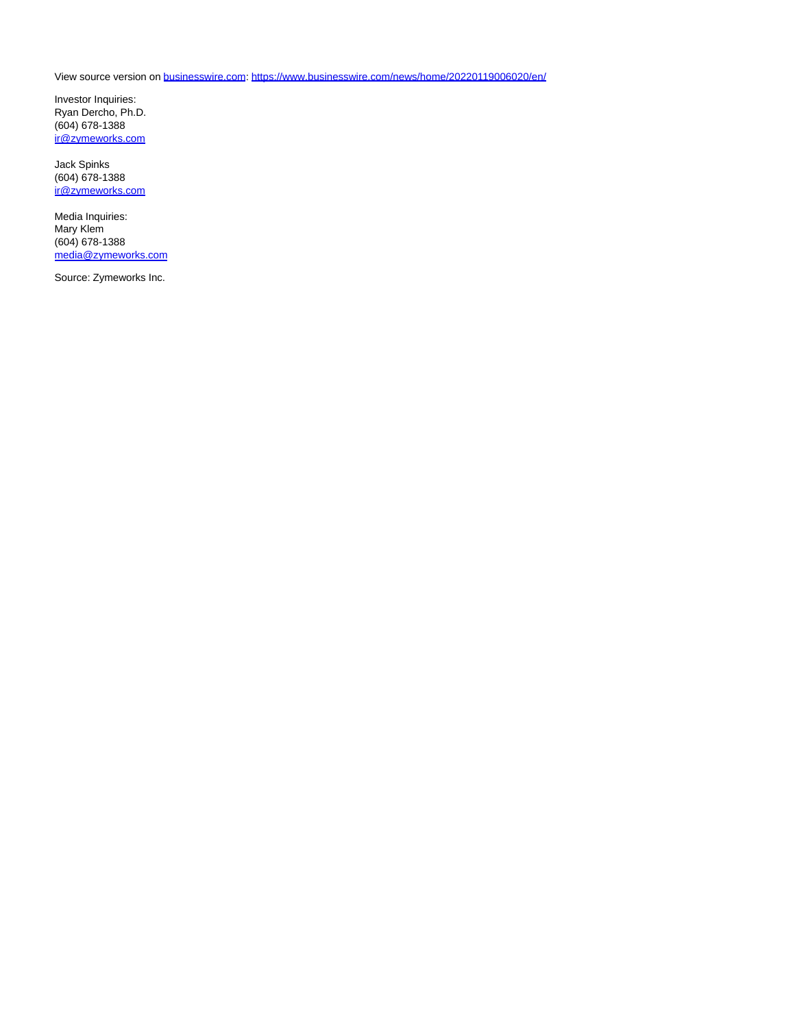View source version on [businesswire.com](https://www.businesswire.com/news/home/20220119006020/en/): [https://www.businesswire.com/news/home/20220119006020/en/](https://www.businesswire.com/news/home/20220119006020/en/)

Investor Inquiries:
Ryan Dercho, Ph.D.
(604) 678-1388
[ir@zymeworks.com](mailto:ir@zymeworks.com)

Jack Spinks
(604) 678-1388
[ir@zymeworks.com](mailto:ir@zymeworks.com)

Media Inquiries:
Mary Klem
(604) 678-1388
[media@zymeworks.com](mailto:media@zymeworks.com)

Source: Zymeworks Inc.